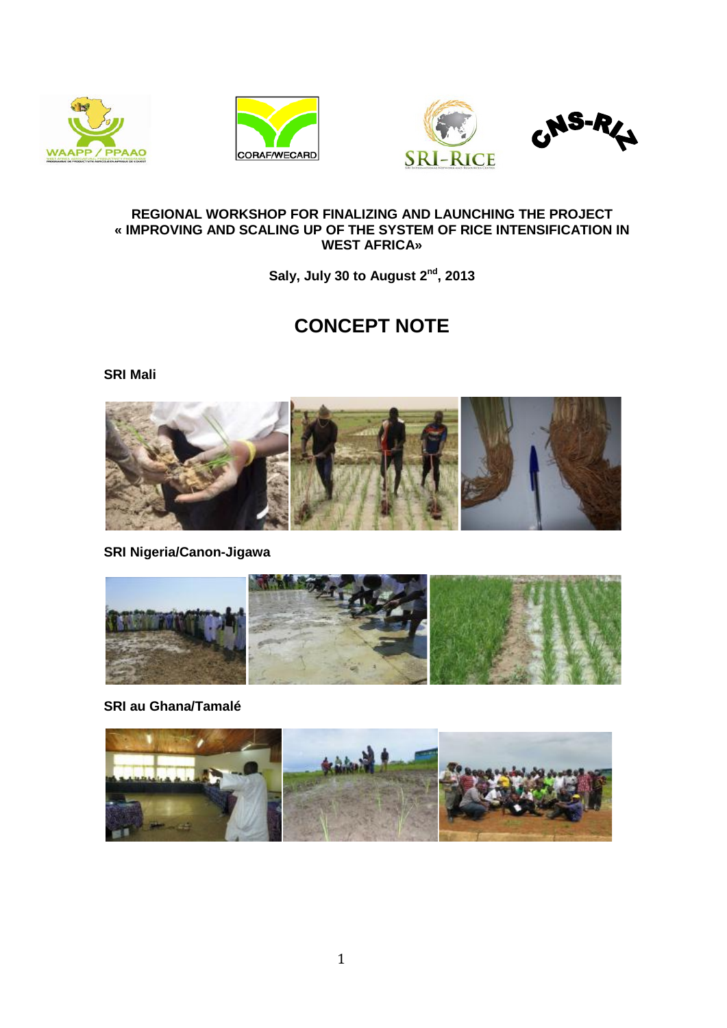**REGIONAL WORKSHOP FOR FINALIZING AND LAUNCHING THE PROJECT « IMPROVING AND SCALING UP OF THE SYSTEM OF RICE INTENSIFICATION IN WEST AFRICA»**

**Saly, July 30 to August 2nd, 2013**

# CONCEPT NOTE

**SRI Mali**

**SRI Nigeria/Canon-Jigawa**

**SRI au Ghana/Tamalé**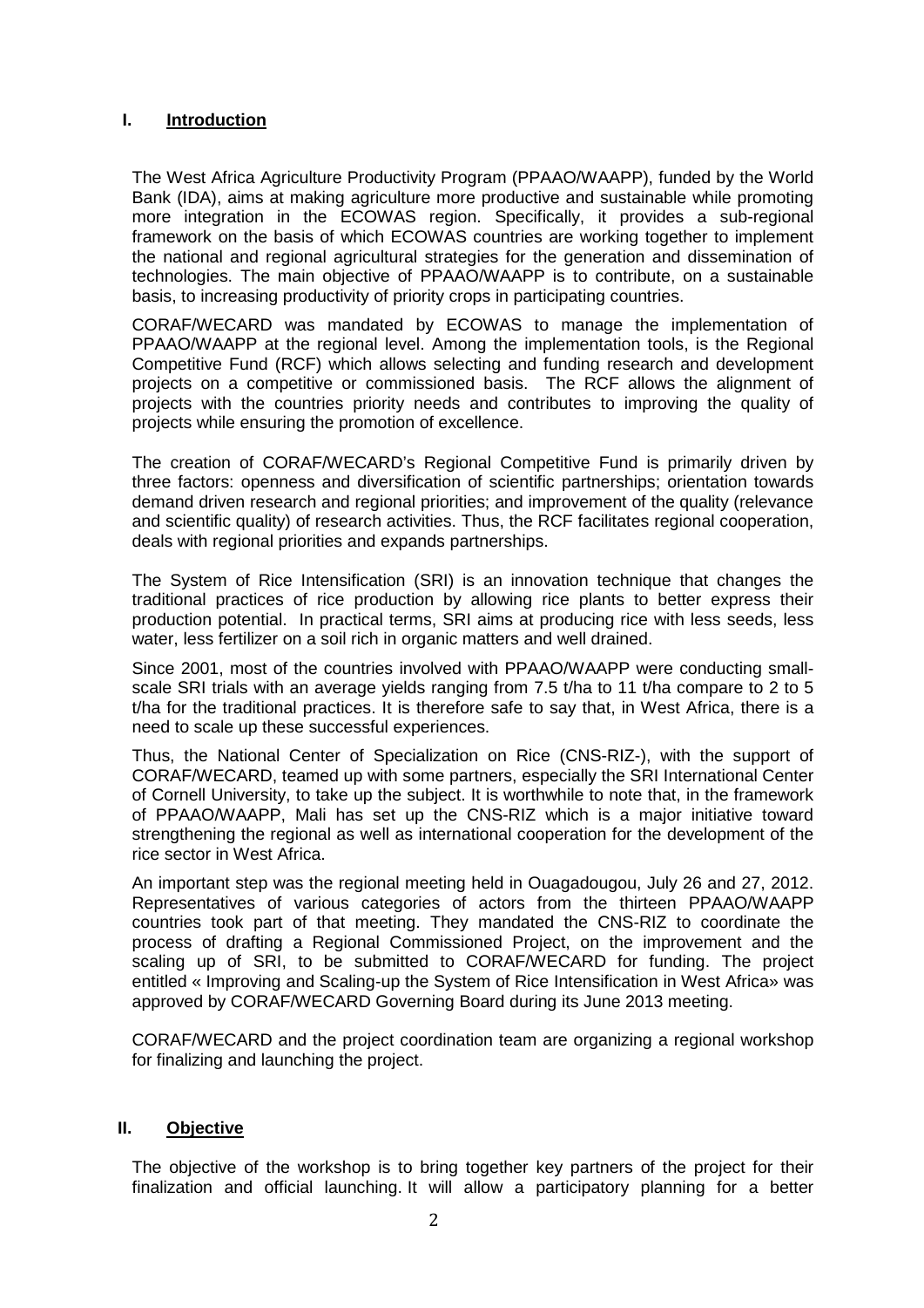## I. Introduction

The West Africa Agriculture Productivity Program (PPAAO/WAAPP), funded by the World Bank (IDA), aims at making agriculture more productive and sustainable while promoting more integration in the ECOWAS region. Specifically, it provides a sub-regional framework on the basis of which ECOWAS countries are working together to implement the national and regional agricultural strategies for the generation and dissemination of technologies. The main objective of PPAAO/WAAPP is to contribute, on a sustainable basis, to increasing productivity of priority crops in participating countries.

CORAF/WECARD was mandated by ECOWAS to manage the implementation of PPAAO/WAAPP at the regional level. Among the implementation tools, is the Regional Competitive Fund (RCF) which allows selecting and funding research and development projects on a competitive or commissioned basis. The RCF allows the alignment of projects with the countries priority needs and contributes to improving the quality of projects while ensuring the promotion of excellence.

The creation of CORAF/WECARD's Regional Competitive Fund is primarily driven by three factors: openness and diversification of scientific partnerships; orientation towards demand driven research and regional priorities; and improvement of the quality (relevance and scientific quality) of research activities. Thus, the RCF facilitates regional cooperation, deals with regional priorities and expands partnerships.

The System of Rice Intensification (SRI) is an innovation technique that changes the traditional practices of rice production by allowing rice plants to better express their production potential. In practical terms, SRI aims at producing rice with less seeds, less water, less fertilizer on a soil rich in organic matters and well drained.

Since 2001, most of the countries involved with PPAAO/WAAPP were conducting small-scale SRI trials with an average yields ranging from 7.5 t/ha to 11 t/ha compare to 2 to 5 t/ha for the traditional practices. It is therefore safe to say that, in West Africa, there is a need to scale up these successful experiences.

Thus, the National Center of Specialization on Rice (CNS-RIZ-), with the support of CORAF/WECARD, teamed up with some partners, especially the SRI International Center of Cornell University, to take up the subject. It is worthwhile to note that, in the framework of PPAAO/WAAPP, Mali has set up the CNS-RIZ which is a major initiative toward strengthening the regional as well as international cooperation for the development of the rice sector in West Africa.

An important step was the regional meeting held in Ouagadougou, July 26 and 27, 2012. Representatives of various categories of actors from the thirteen PPAAO/WAAPP countries took part of that meeting. They mandated the CNS-RIZ to coordinate the process of drafting a Regional Commissioned Project, on the improvement and the scaling up of SRI, to be submitted to CORAF/WECARD for funding. The project entitled « Improving and Scaling-up the System of Rice Intensification in West Africa» was approved by CORAF/WECARD Governing Board during its June 2013 meeting.

CORAF/WECARD and the project coordination team are organizing a regional workshop for finalizing and launching the project.

## II. Objective

The objective of the workshop is to bring together key partners of the project for their finalization and official launching. It will allow a participatory planning for a better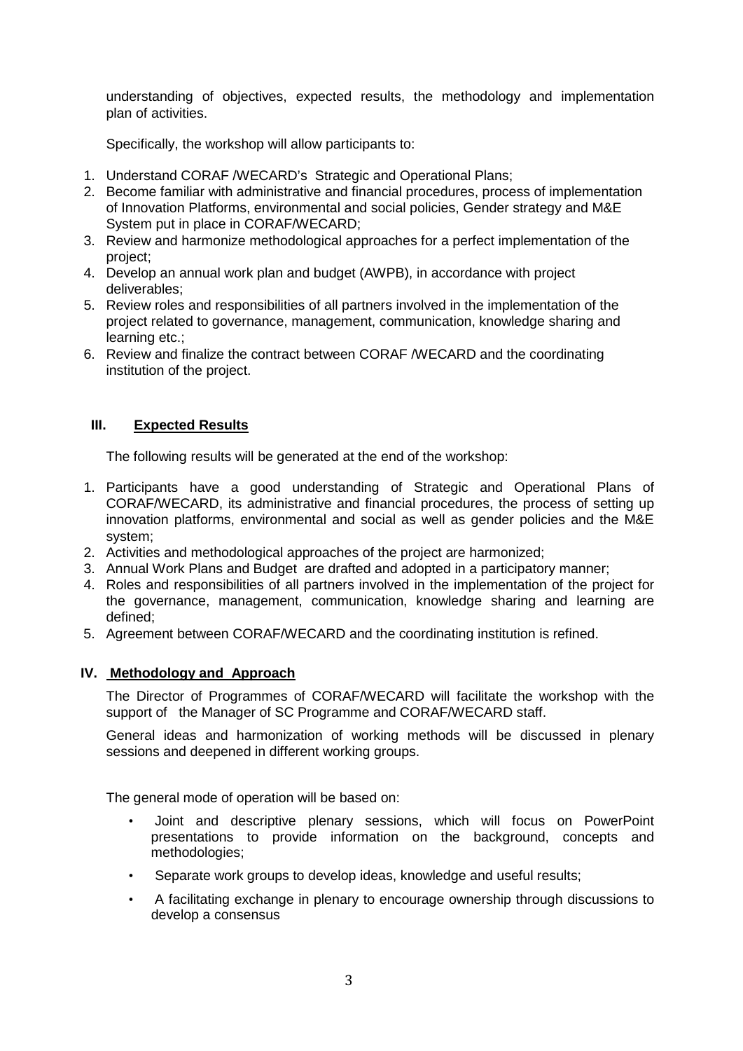understanding of objectives, expected results, the methodology and implementation plan of activities.

Specifically, the workshop will allow participants to:

1. Understand CORAF /WECARD's Strategic and Operational Plans;
2. Become familiar with administrative and financial procedures, process of implementation of Innovation Platforms, environmental and social policies, Gender strategy and M&E System put in place in CORAF/WECARD;
3. Review and harmonize methodological approaches for a perfect implementation of the project;
4. Develop an annual work plan and budget (AWPB), in accordance with project deliverables;
5. Review roles and responsibilities of all partners involved in the implementation of the project related to governance, management, communication, knowledge sharing and learning etc.;
6. Review and finalize the contract between CORAF /WECARD and the coordinating institution of the project.

## III. Expected Results

The following results will be generated at the end of the workshop:

1. Participants have a good understanding of Strategic and Operational Plans of CORAF/WECARD, its administrative and financial procedures, the process of setting up innovation platforms, environmental and social as well as gender policies and the M&E system;
2. Activities and methodological approaches of the project are harmonized;
3. Annual Work Plans and Budget are drafted and adopted in a participatory manner;
4. Roles and responsibilities of all partners involved in the implementation of the project for the governance, management, communication, knowledge sharing and learning are defined;
5. Agreement between CORAF/WECARD and the coordinating institution is refined.

## IV. Methodology and Approach

The Director of Programmes of CORAF/WECARD will facilitate the workshop with the support of the Manager of SC Programme and CORAF/WECARD staff.

General ideas and harmonization of working methods will be discussed in plenary sessions and deepened in different working groups.

The general mode of operation will be based on:

- Joint and descriptive plenary sessions, which will focus on PowerPoint presentations to provide information on the background, concepts and methodologies;
- Separate work groups to develop ideas, knowledge and useful results;
- A facilitating exchange in plenary to encourage ownership through discussions to develop a consensus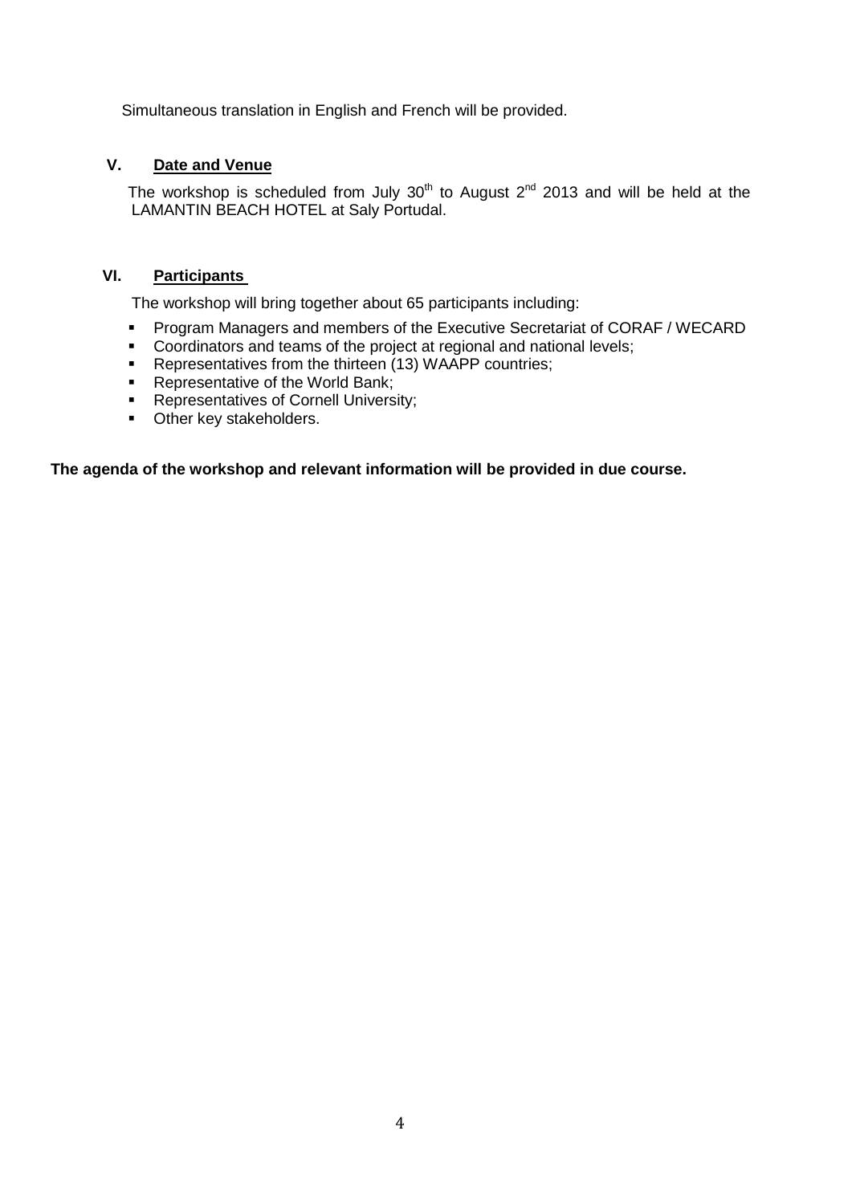Simultaneous translation in English and French will be provided.

## V. Date and Venue

The workshop is scheduled from July 30th to August 2nd 2013 and will be held at the LAMANTIN BEACH HOTEL at Saly Portudal.

## VI. Participants

The workshop will bring together about 65 participants including:

- Program Managers and members of the Executive Secretariat of CORAF / WECARD
- Coordinators and teams of the project at regional and national levels;
- Representatives from the thirteen (13) WAAPP countries;
- Representative of the World Bank;
- Representatives of Cornell University;
- Other key stakeholders.

**The agenda of the workshop and relevant information will be provided in due course.**